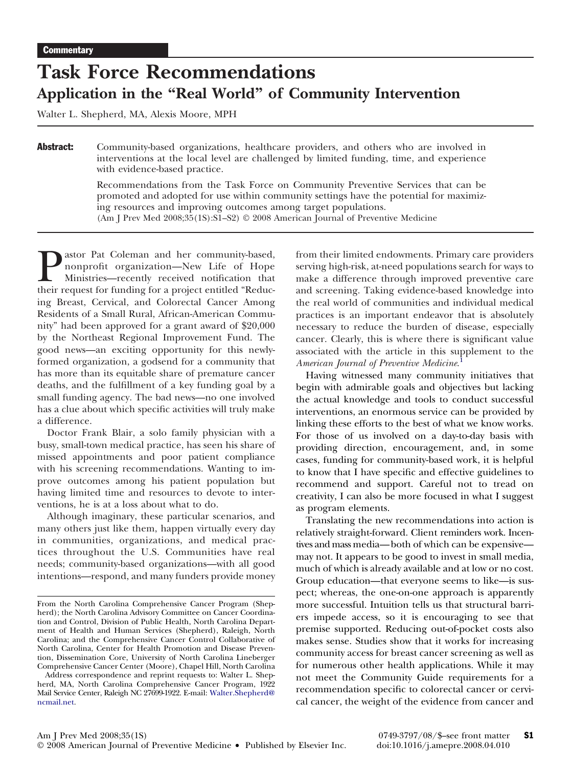Commentary

# Task Force Recommendations

## Application in the "Real World" of Community Intervention

Walter L. Shepherd, MA, Alexis Moore, MPH

**Abstract:** Community-based organizations, healthcare providers, and others who are involved in interventions at the local level are challenged by limited funding, time, and experience with evidence-based practice.

Recommendations from the Task Force on Community Preventive Services that can be promoted and adopted for use within community settings have the potential for maximizing resources and improving outcomes among target populations.

(Am J Prev Med 2008;35(1S):S1–S2) © 2008 American Journal of Preventive Medicine

Pastor Pat Coleman and her community-based, nonprofit organization—New Life of Hope Ministries—recently received notification that their request for funding for a project entitled "Reducing Breast, Cervical, and Colorectal Cancer Among Residents of a Small Rural, African-American Community" had been approved for a grant award of $20,000 by the Northeast Regional Improvement Fund. The good news—an exciting opportunity for this newly-formed organization, a godsend for a community that has more than its equitable share of premature cancer deaths, and the fulfillment of a key funding goal by a small funding agency. The bad news—no one involved has a clue about which specific activities will truly make a difference.

Doctor Frank Blair, a solo family physician with a busy, small-town medical practice, has seen his share of missed appointments and poor patient compliance with his screening recommendations. Wanting to improve outcomes among his patient population but having limited time and resources to devote to interventions, he is at a loss about what to do.

Although imaginary, these particular scenarios, and many others just like them, happen virtually every day in communities, organizations, and medical practices throughout the U.S. Communities have real needs; community-based organizations—with all good intentions—respond, and many funders provide money from their limited endowments. Primary care providers serving high-risk, at-need populations search for ways to make a difference through improved preventive care and screening. Taking evidence-based knowledge into the real world of communities and individual medical practices is an important endeavor that is absolutely necessary to reduce the burden of disease, especially cancer. Clearly, this is where there is significant value associated with the article in this supplement to the *American Journal of Preventive Medicine*.[1]

Having witnessed many community initiatives that begin with admirable goals and objectives but lacking the actual knowledge and tools to conduct successful interventions, an enormous service can be provided by linking these efforts to the best of what we know works. For those of us involved on a day-to-day basis with providing direction, encouragement, and, in some cases, funding for community-based work, it is helpful to know that I have specific and effective guidelines to recommend and support. Careful not to tread on creativity, I can also be more focused in what I suggest as program elements.

Translating the new recommendations into action is relatively straight-forward. Client reminders work. Incentives and mass media—both of which can be expensive—may not. It appears to be good to invest in small media, much of which is already available and at low or no cost. Group education—that everyone seems to like—is suspect; whereas, the one-on-one approach is apparently more successful. Intuition tells us that structural barriers impede access, so it is encouraging to see that premise supported. Reducing out-of-pocket costs also makes sense. Studies show that it works for increasing community access for breast cancer screening as well as for numerous other health applications. While it may not meet the Community Guide requirements for a recommendation specific to colorectal cancer or cervical cancer, the weight of the evidence from cancer and

From the North Carolina Comprehensive Cancer Program (Shepherd); the North Carolina Advisory Committee on Cancer Coordination and Control, Division of Public Health, North Carolina Department of Health and Human Services (Shepherd), Raleigh, North Carolina; and the Comprehensive Cancer Control Collaborative of North Carolina, Center for Health Promotion and Disease Prevention, Dissemination Core, University of North Carolina Lineberger Comprehensive Cancer Center (Moore), Chapel Hill, North Carolina

Address correspondence and reprint requests to: Walter L. Shepherd, MA, North Carolina Comprehensive Cancer Program, 1922 Mail Service Center, Raleigh NC 27699-1922. E-mail: Walter.Shepherd@ncmail.net.

0749-3797/08/$–see front matter
doi:10.1016/j.amepre.2008.04.010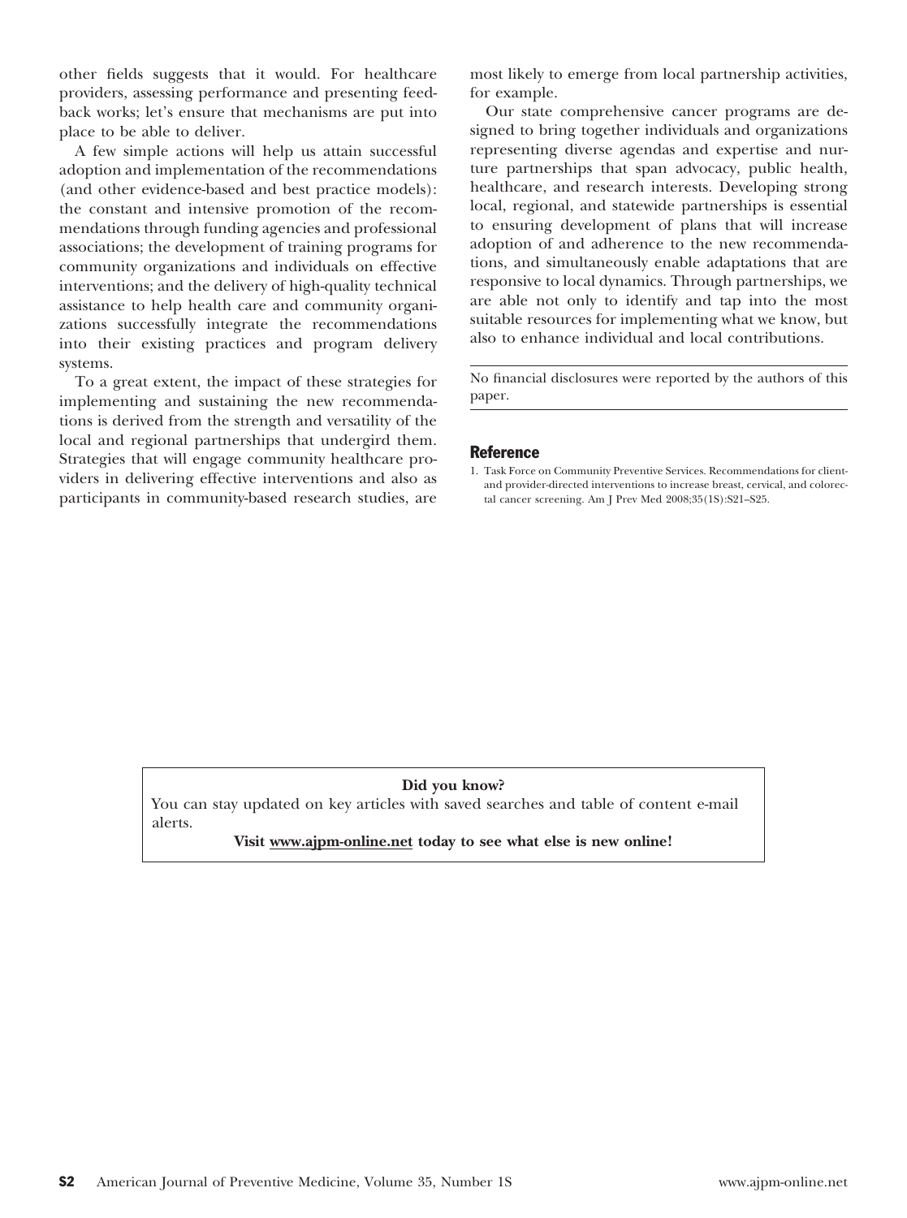other fields suggests that it would. For healthcare providers, assessing performance and presenting feedback works; let's ensure that mechanisms are put into place to be able to deliver.

A few simple actions will help us attain successful adoption and implementation of the recommendations (and other evidence-based and best practice models): the constant and intensive promotion of the recommendations through funding agencies and professional associations; the development of training programs for community organizations and individuals on effective interventions; and the delivery of high-quality technical assistance to help health care and community organizations successfully integrate the recommendations into their existing practices and program delivery systems.

To a great extent, the impact of these strategies for implementing and sustaining the new recommendations is derived from the strength and versatility of the local and regional partnerships that undergird them. Strategies that will engage community healthcare providers in delivering effective interventions and also as participants in community-based research studies, are most likely to emerge from local partnership activities, for example.

Our state comprehensive cancer programs are designed to bring together individuals and organizations representing diverse agendas and expertise and nurture partnerships that span advocacy, public health, healthcare, and research interests. Developing strong local, regional, and statewide partnerships is essential to ensuring development of plans that will increase adoption of and adherence to the new recommendations, and simultaneously enable adaptations that are responsive to local dynamics. Through partnerships, we are able not only to identify and tap into the most suitable resources for implementing what we know, but also to enhance individual and local contributions.

---

No financial disclosures were reported by the authors of this paper.

---

## Reference

1. Task Force on Community Preventive Services. Recommendations for client- and provider-directed interventions to increase breast, cervical, and colorectal cancer screening. Am J Prev Med 2008;35(1S):S21–S25.

**Did you know?**

You can stay updated on key articles with saved searches and table of content e-mail alerts.

**Visit www.ajpm-online.net today to see what else is new online!**